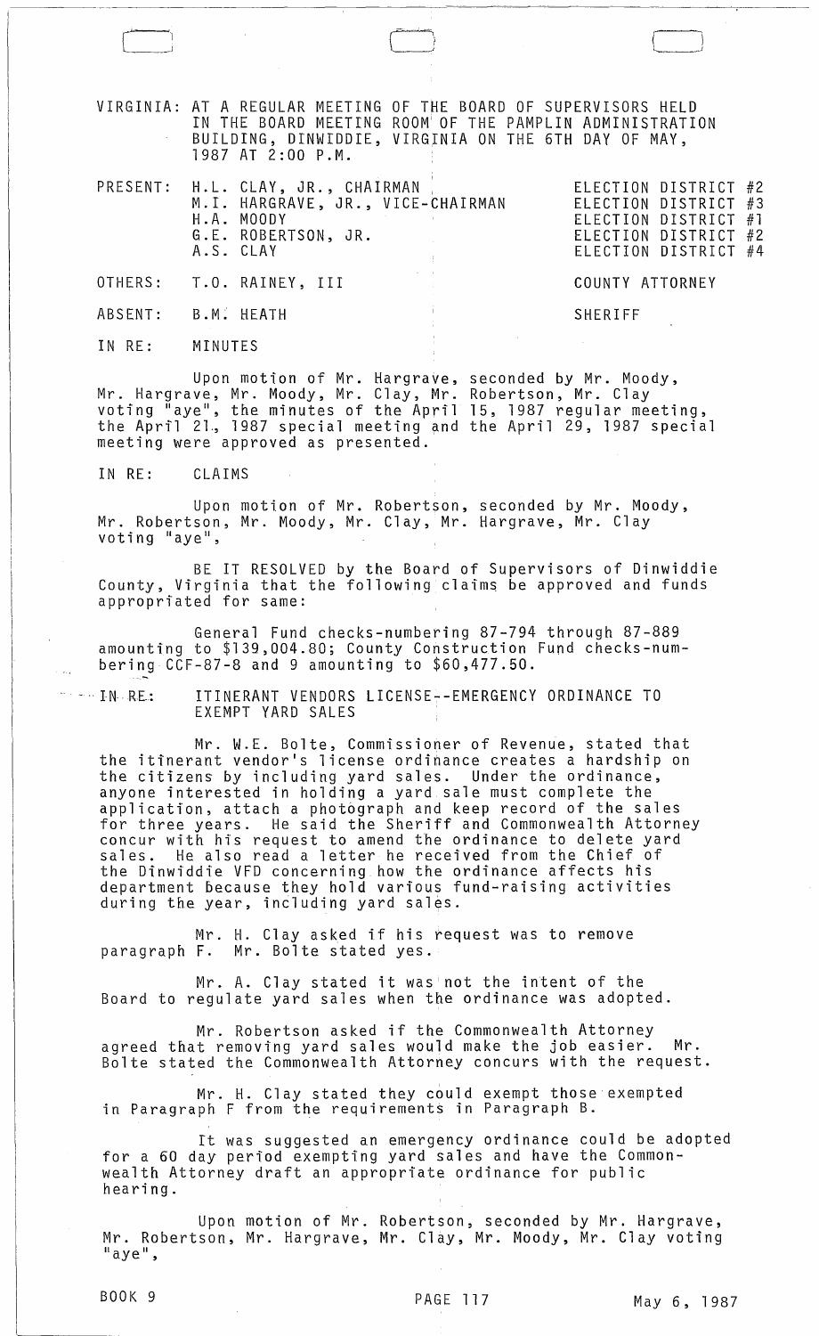VIRGINIA: AT A REGULAR MEETING OF THE BOARD OF SUPERVISORS HELD IN THE BOARD MEETING ROOM OF THE PAMPLIN ADMINISTRATION BUILDING, DINWIDDIE, VIRGINIA ON THE 6TH DAY OF MAY, 1987 AT 2:00 P.M.

| | | |
|---|---|---|
| PRESENT: | H.L. CLAY, JR., CHAIRMAN | ELECTION DISTRICT #2 |
| | M.I. HARGRAVE, JR., VICE-CHAIRMAN | ELECTION DISTRICT #3 |
| | H.A. MOODY | ELECTION DISTRICT #1 |
| | G.E. ROBERTSON, JR. | ELECTION DISTRICT #2 |
| | A.S. CLAY | ELECTION DISTRICT #4 |
| OTHERS: | T.O. RAINEY, III | COUNTY ATTORNEY |
| ABSENT: | B.M. HEATH | SHERIFF |

IN RE: MINUTES

Upon motion of Mr. Hargrave, seconded by Mr. Moody, Mr. Hargrave, Mr. Moody, Mr. Clay, Mr. Robertson, Mr. Clay voting "aye", the minutes of the April 15, 1987 regular meeting, the April 21, 1987 special meeting and the April 29, 1987 special meeting were approved as presented.

IN RE: CLAIMS

Upon motion of Mr. Robertson, seconded by Mr. Moody, Mr. Robertson, Mr. Moody, Mr. Clay, Mr. Hargrave, Mr. Clay voting "aye",

BE IT RESOLVED by the Board of Supervisors of Dinwiddie County, Virginia that the following claims be approved and funds appropriated for same:

General Fund checks-numbering 87-794 through 87-889 amounting to $139,004.80; County Construction Fund checks-numbering CCF-87-8 and 9 amounting to $60,477.50.

IN RE: ITINERANT VENDORS LICENSE--EMERGENCY ORDINANCE TO EXEMPT YARD SALES

Mr. W.E. Bolte, Commissioner of Revenue, stated that the itinerant vendor's license ordinance creates a hardship on the citizens by including yard sales. Under the ordinance, anyone interested in holding a yard sale must complete the application, attach a photograph and keep record of the sales for three years. He said the Sheriff and Commonwealth Attorney concur with his request to amend the ordinance to delete yard sales. He also read a letter he received from the Chief of the Dinwiddie VFD concerning how the ordinance affects his department because they hold various fund-raising activities during the year, including yard sales.

Mr. H. Clay asked if his request was to remove paragraph F. Mr. Bolte stated yes.

Mr. A. Clay stated it was not the intent of the Board to regulate yard sales when the ordinance was adopted.

Mr. Robertson asked if the Commonwealth Attorney agreed that removing yard sales would make the job easier. Mr. Bolte stated the Commonwealth Attorney concurs with the request.

Mr. H. Clay stated they could exempt those exempted in Paragraph F from the requirements in Paragraph B.

It was suggested an emergency ordinance could be adopted for a 60 day period exempting yard sales and have the Commonwealth Attorney draft an appropriate ordinance for public hearing.

Upon motion of Mr. Robertson, seconded by Mr. Hargrave, Mr. Robertson, Mr. Hargrave, Mr. Clay, Mr. Moody, Mr. Clay voting "aye",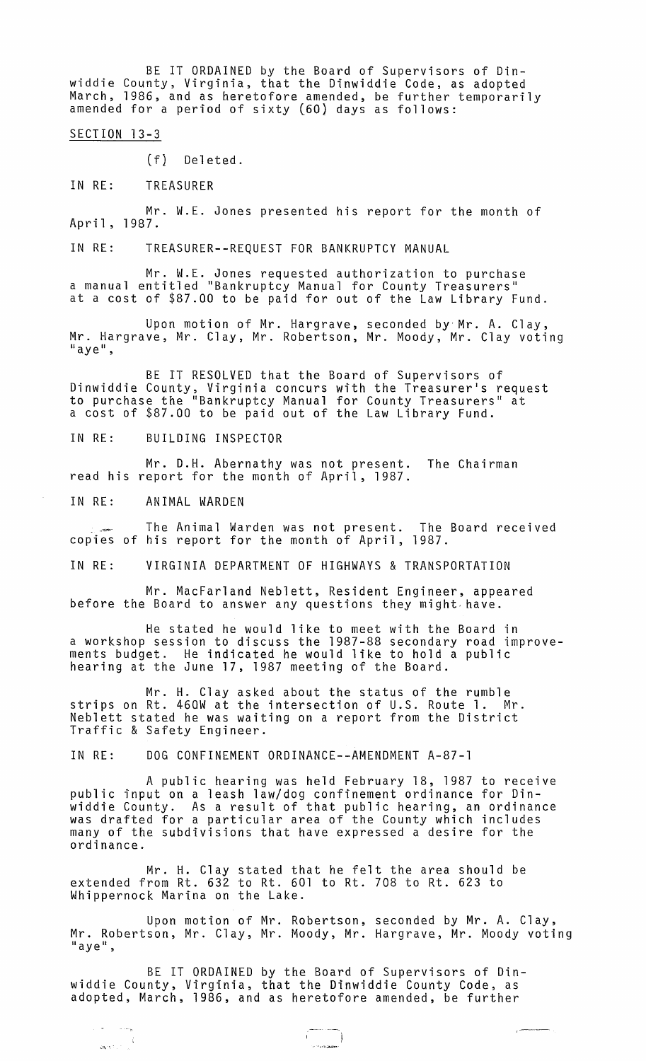BE IT ORDAINED by the Board of Supervisors of Dinwiddie County, Virginia, that the Dinwiddie Code, as adopted March, 1986, and as heretofore amended, be further temporarily amended for a period of sixty (60) days as follows:

SECTION 13-3

(f) Deleted.

IN RE: TREASURER

Mr. W.E. Jones presented his report for the month of April, 1987.

IN RE: TREASURER--REQUEST FOR BANKRUPTCY MANUAL

Mr. W.E. Jones requested authorization to purchase a manual entitled "Bankruptcy Manual for County Treasurers" at a cost of $87.00 to be paid for out of the Law Library Fund.

Upon motion of Mr. Hargrave, seconded by Mr. A. Clay, Mr. Hargrave, Mr. Clay, Mr. Robertson, Mr. Moody, Mr. Clay voting "aye",

BE IT RESOLVED that the Board of Supervisors of Dinwiddie County, Virginia concurs with the Treasurer's request to purchase the "Bankruptcy Manual for County Treasurers" at a cost of $87.00 to be paid out of the Law Library Fund.

IN RE: BUILDING INSPECTOR

Mr. D.H. Abernathy was not present. The Chairman read his report for the month of April, 1987.

IN RE: ANIMAL WARDEN

The Animal Warden was not present. The Board received copies of his report for the month of April, 1987.

IN RE: VIRGINIA DEPARTMENT OF HIGHWAYS & TRANSPORTATION

Mr. MacFarland Neblett, Resident Engineer, appeared before the Board to answer any questions they might have.

He stated he would like to meet with the Board in a workshop session to discuss the 1987-88 secondary road improvements budget. He indicated he would like to hold a public hearing at the June 17, 1987 meeting of the Board.

Mr. H. Clay asked about the status of the rumble strips on Rt. 460W at the intersection of U.S. Route 1. Mr. Neblett stated he was waiting on a report from the District Traffic & Safety Engineer.

IN RE: DOG CONFINEMENT ORDINANCE--AMENDMENT A-87-1

A public hearing was held February 18, 1987 to receive public input on a leash law/dog confinement ordinance for Dinwiddie County. As a result of that public hearing, an ordinance was drafted for a particular area of the County which includes many of the subdivisions that have expressed a desire for the ordinance.

Mr. H. Clay stated that he felt the area should be extended from Rt. 632 to Rt. 601 to Rt. 708 to Rt. 623 to Whippernock Marina on the Lake.

Upon motion of Mr. Robertson, seconded by Mr. A. Clay, Mr. Robertson, Mr. Clay, Mr. Moody, Mr. Hargrave, Mr. Moody voting "aye",

BE IT ORDAINED by the Board of Supervisors of Dinwiddie County, Virginia, that the Dinwiddie County Code, as adopted, March, 1986, and as heretofore amended, be further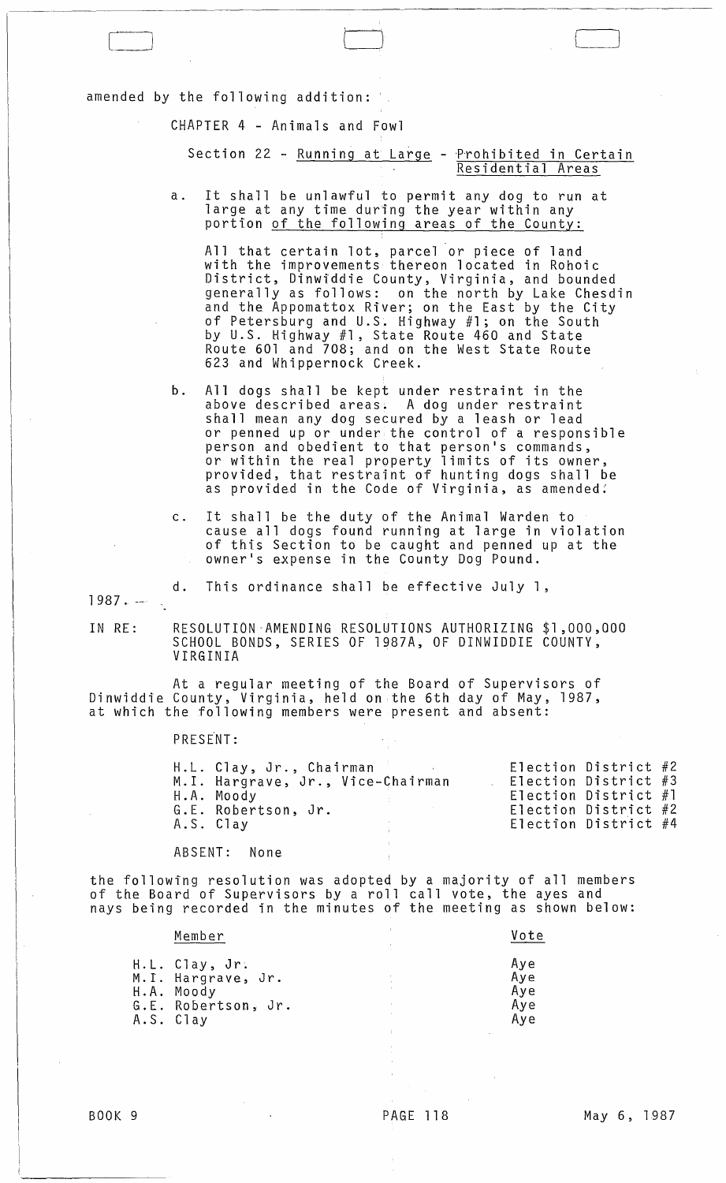amended by the following addition:

CHAPTER 4 - Animals and Fowl

Section 22 - Running at Large - Prohibited in Certain Residential Areas

a. It shall be unlawful to permit any dog to run at large at any time during the year within any portion of the following areas of the County:

All that certain lot, parcel or piece of land with the improvements thereon located in Rohoic District, Dinwiddie County, Virginia, and bounded generally as follows: on the north by Lake Chesdin and the Appomattox River; on the East by the City of Petersburg and U.S. Highway #1; on the South by U.S. Highway #1, State Route 460 and State Route 601 and 708; and on the West State Route 623 and Whippernock Creek.

b. All dogs shall be kept under restraint in the above described areas. A dog under restraint shall mean any dog secured by a leash or lead or penned up or under the control of a responsible person and obedient to that person's commands, or within the real property limits of its owner, provided, that restraint of hunting dogs shall be as provided in the Code of Virginia, as amended.

c. It shall be the duty of the Animal Warden to cause all dogs found running at large in violation of this Section to be caught and penned up at the owner's expense in the County Dog Pound.

d. This ordinance shall be effective July 1, 1987.

IN RE: RESOLUTION AMENDING RESOLUTIONS AUTHORIZING $1,000,000 SCHOOL BONDS, SERIES OF 1987A, OF DINWIDDIE COUNTY, VIRGINIA

At a regular meeting of the Board of Supervisors of Dinwiddie County, Virginia, held on the 6th day of May, 1987, at which the following members were present and absent:

PRESENT:

| | |
|---|---|
| H.L. Clay, Jr., Chairman | Election District #2 |
| M.I. Hargrave, Jr., Vice-Chairman | Election District #3 |
| H.A. Moody | Election District #1 |
| G.E. Robertson, Jr. | Election District #2 |
| A.S. Clay | Election District #4 |

ABSENT: None

the following resolution was adopted by a majority of all members of the Board of Supervisors by a roll call vote, the ayes and nays being recorded in the minutes of the meeting as shown below:

| Member | Vote |
|---|---|
| H.L. Clay, Jr. | Aye |
| M.I. Hargrave, Jr. | Aye |
| H.A. Moody | Aye |
| G.E. Robertson, Jr. | Aye |
| A.S. Clay | Aye |

BOOK 9 PAGE 118 May 6, 1987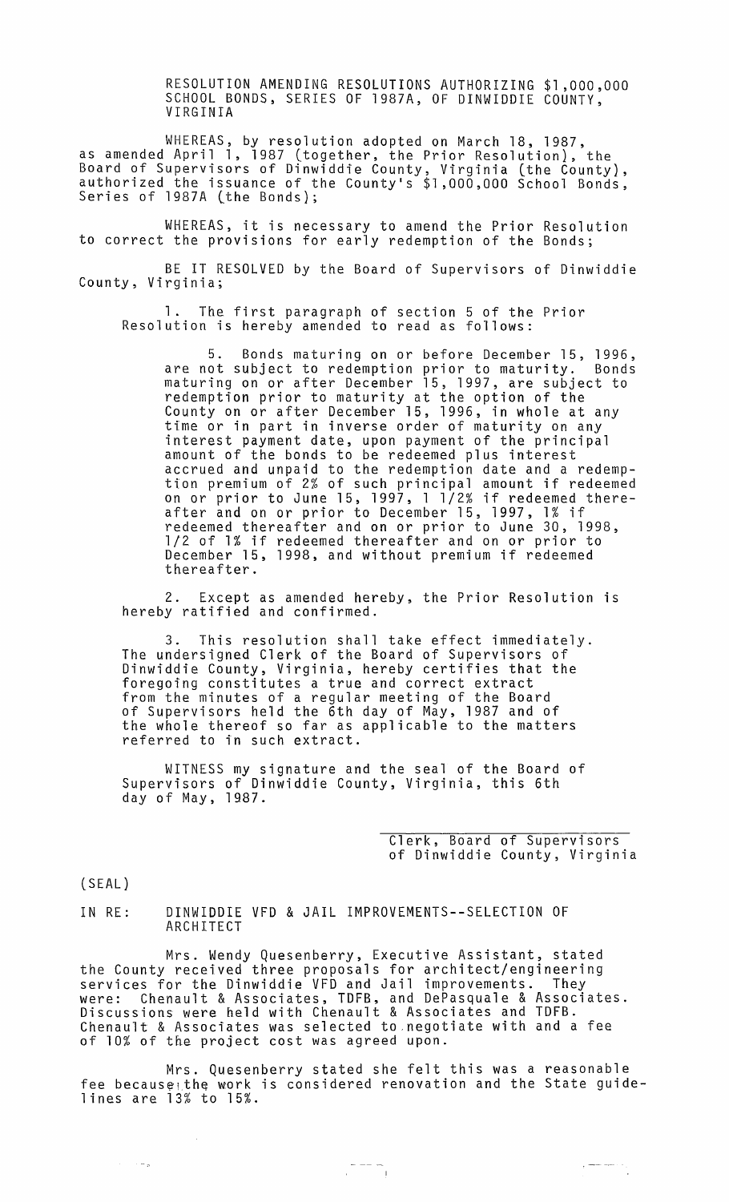RESOLUTION AMENDING RESOLUTIONS AUTHORIZING $1,000,000 SCHOOL BONDS, SERIES OF 1987A, OF DINWIDDIE COUNTY, VIRGINIA

WHEREAS, by resolution adopted on March 18, 1987, as amended April 1, 1987 (together, the Prior Resolution), the Board of Supervisors of Dinwiddie County, Virginia (the County), authorized the issuance of the County's $1,000,000 School Bonds, Series of 1987A (the Bonds);

WHEREAS, it is necessary to amend the Prior Resolution to correct the provisions for early redemption of the Bonds;

BE IT RESOLVED by the Board of Supervisors of Dinwiddie County, Virginia;

1. The first paragraph of section 5 of the Prior Resolution is hereby amended to read as follows:

> 5. Bonds maturing on or before December 15, 1996, are not subject to redemption prior to maturity. Bonds maturing on or after December 15, 1997, are subject to redemption prior to maturity at the option of the County on or after December 15, 1996, in whole at any time or in part in inverse order of maturity on any interest payment date, upon payment of the principal amount of the bonds to be redeemed plus interest accrued and unpaid to the redemption date and a redemption premium of 2% of such principal amount if redeemed on or prior to June 15, 1997, 1 1/2% if redeemed thereafter and on or prior to December 15, 1997, 1% if redeemed thereafter and on or prior to June 30, 1998, 1/2 of 1% if redeemed thereafter and on or prior to December 15, 1998, and without premium if redeemed thereafter.

2. Except as amended hereby, the Prior Resolution is hereby ratified and confirmed.

3. This resolution shall take effect immediately. The undersigned Clerk of the Board of Supervisors of Dinwiddie County, Virginia, hereby certifies that the foregoing constitutes a true and correct extract from the minutes of a regular meeting of the Board of Supervisors held the 6th day of May, 1987 and of the whole thereof so far as applicable to the matters referred to in such extract.

WITNESS my signature and the seal of the Board of Supervisors of Dinwiddie County, Virginia, this 6th day of May, 1987.

\_\_\_\_\_\_\_\_\_\_\_\_\_\_\_\_\_\_\_\_\_\_\_\_\_\_\_\_\_\_
Clerk, Board of Supervisors
of Dinwiddie County, Virginia

(SEAL)

IN RE: DINWIDDIE VFD & JAIL IMPROVEMENTS--SELECTION OF ARCHITECT

Mrs. Wendy Quesenberry, Executive Assistant, stated the County received three proposals for architect/engineering services for the Dinwiddie VFD and Jail improvements. They were: Chenault & Associates, TDFB, and DePasquale & Associates. Discussions were held with Chenault & Associates and TDFB. Chenault & Associates was selected to negotiate with and a fee of 10% of the project cost was agreed upon.

Mrs. Quesenberry stated she felt this was a reasonable fee because the work is considered renovation and the State guidelines are 13% to 15%.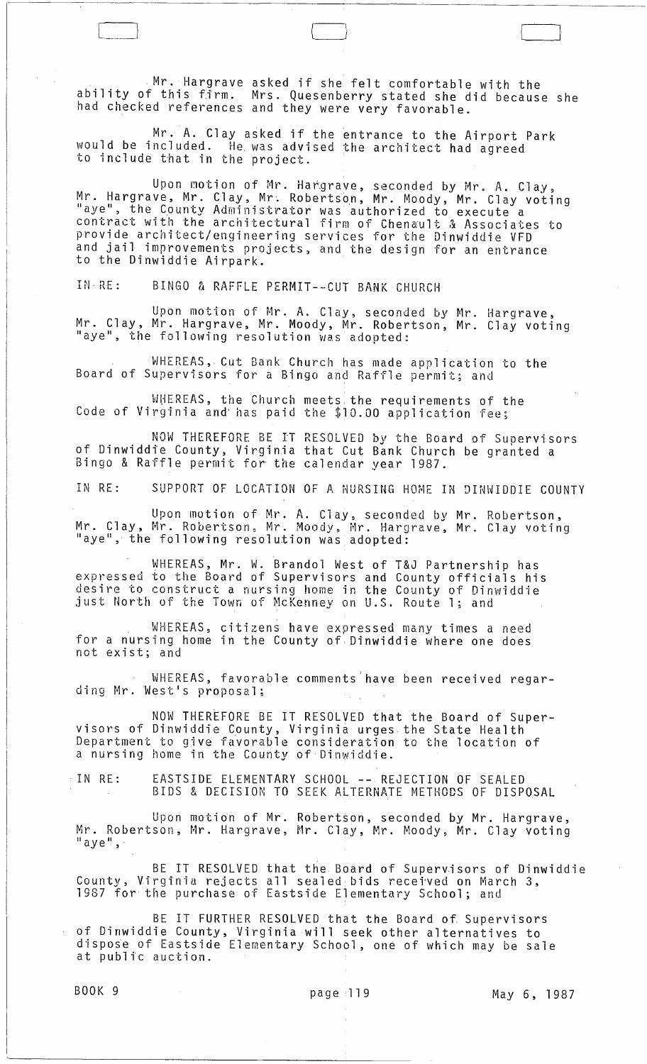Mr. Hargrave asked if she felt comfortable with the ability of this firm. Mrs. Quesenberry stated she did because she had checked references and they were very favorable.

Mr. A. Clay asked if the entrance to the Airport Park would be included. He was advised the architect had agreed to include that in the project.

Upon motion of Mr. Hargrave, seconded by Mr. A. Clay, Mr. Hargrave, Mr. Clay, Mr. Robertson, Mr. Moody, Mr. Clay voting "aye", the County Administrator was authorized to execute a contract with the architectural firm of Chenault & Associates to provide architect/engineering services for the Dinwiddie VFD and jail improvements projects, and the design for an entrance to the Dinwiddie Airpark.

IN RE: BINGO & RAFFLE PERMIT--CUT BANK CHURCH

Upon motion of Mr. A. Clay, seconded by Mr. Hargrave, Mr. Clay, Mr. Hargrave, Mr. Moody, Mr. Robertson, Mr. Clay voting "aye", the following resolution was adopted:

WHEREAS, Cut Bank Church has made application to the Board of Supervisors for a Bingo and Raffle permit; and

WHEREAS, the Church meets the requirements of the Code of Virginia and has paid the $10.00 application fee;

NOW THEREFORE BE IT RESOLVED by the Board of Supervisors of Dinwiddie County, Virginia that Cut Bank Church be granted a Bingo & Raffle permit for the calendar year 1987.

IN RE: SUPPORT OF LOCATION OF A NURSING HOME IN DINWIDDIE COUNTY

Upon motion of Mr. A. Clay, seconded by Mr. Robertson, Mr. Clay, Mr. Robertson, Mr. Moody, Mr. Hargrave, Mr. Clay voting "aye", the following resolution was adopted:

WHEREAS, Mr. W. Brandol West of T&J Partnership has expressed to the Board of Supervisors and County officials his desire to construct a nursing home in the County of Dinwiddie just North of the Town of McKenney on U.S. Route 1; and

WHEREAS, citizens have expressed many times a need for a nursing home in the County of Dinwiddie where one does not exist; and

WHEREAS, favorable comments have been received regarding Mr. West's proposal;

NOW THEREFORE BE IT RESOLVED that the Board of Supervisors of Dinwiddie County, Virginia urges the State Health Department to give favorable consideration to the location of a nursing home in the County of Dinwiddie.

IN RE: EASTSIDE ELEMENTARY SCHOOL -- REJECTION OF SEALED BIDS & DECISION TO SEEK ALTERNATE METHODS OF DISPOSAL

Upon motion of Mr. Robertson, seconded by Mr. Hargrave, Mr. Robertson, Mr. Hargrave, Mr. Clay, Mr. Moody, Mr. Clay voting "aye",

BE IT RESOLVED that the Board of Supervisors of Dinwiddie County, Virginia rejects all sealed bids received on March 3, 1987 for the purchase of Eastside Elementary School; and

BE IT FURTHER RESOLVED that the Board of Supervisors of Dinwiddie County, Virginia will seek other alternatives to dispose of Eastside Elementary School, one of which may be sale at public auction.

BOOK 9 page 119 May 6, 1987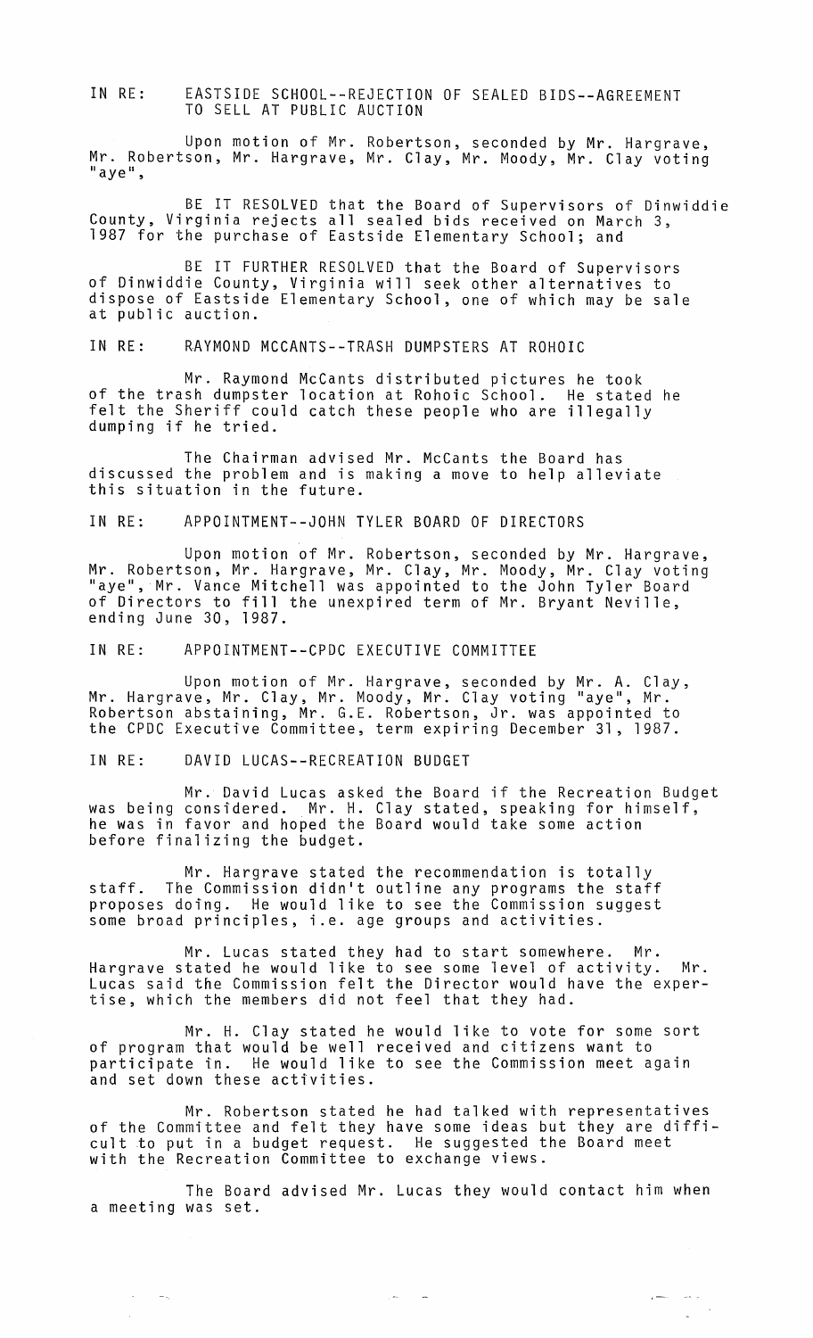IN RE: EASTSIDE SCHOOL--REJECTION OF SEALED BIDS--AGREEMENT TO SELL AT PUBLIC AUCTION

Upon motion of Mr. Robertson, seconded by Mr. Hargrave, Mr. Robertson, Mr. Hargrave, Mr. Clay, Mr. Moody, Mr. Clay voting "aye",

BE IT RESOLVED that the Board of Supervisors of Dinwiddie County, Virginia rejects all sealed bids received on March 3, 1987 for the purchase of Eastside Elementary School; and

BE IT FURTHER RESOLVED that the Board of Supervisors of Dinwiddie County, Virginia will seek other alternatives to dispose of Eastside Elementary School, one of which may be sale at public auction.

IN RE: RAYMOND MCCANTS--TRASH DUMPSTERS AT ROHOIC

Mr. Raymond McCants distributed pictures he took of the trash dumpster location at Rohoic School. He stated he felt the Sheriff could catch these people who are illegally dumping if he tried.

The Chairman advised Mr. McCants the Board has discussed the problem and is making a move to help alleviate this situation in the future.

IN RE: APPOINTMENT--JOHN TYLER BOARD OF DIRECTORS

Upon motion of Mr. Robertson, seconded by Mr. Hargrave, Mr. Robertson, Mr. Hargrave, Mr. Clay, Mr. Moody, Mr. Clay voting "aye", Mr. Vance Mitchell was appointed to the John Tyler Board of Directors to fill the unexpired term of Mr. Bryant Neville, ending June 30, 1987.

IN RE: APPOINTMENT--CPDC EXECUTIVE COMMITTEE

Upon motion of Mr. Hargrave, seconded by Mr. A. Clay, Mr. Hargrave, Mr. Clay, Mr. Moody, Mr. Clay voting "aye", Mr. Robertson abstaining, Mr. G.E. Robertson, Jr. was appointed to the CPDC Executive Committee, term expiring December 31, 1987.

IN RE: DAVID LUCAS--RECREATION BUDGET

Mr. David Lucas asked the Board if the Recreation Budget was being considered. Mr. H. Clay stated, speaking for himself, he was in favor and hoped the Board would take some action before finalizing the budget.

Mr. Hargrave stated the recommendation is totally staff. The Commission didn't outline any programs the staff proposes doing. He would like to see the Commission suggest some broad principles, i.e. age groups and activities.

Mr. Lucas stated they had to start somewhere. Mr. Hargrave stated he would like to see some level of activity. Mr. Lucas said the Commission felt the Director would have the expertise, which the members did not feel that they had.

Mr. H. Clay stated he would like to vote for some sort of program that would be well received and citizens want to participate in. He would like to see the Commission meet again and set down these activities.

Mr. Robertson stated he had talked with representatives of the Committee and felt they have some ideas but they are difficult to put in a budget request. He suggested the Board meet with the Recreation Committee to exchange views.

The Board advised Mr. Lucas they would contact him when a meeting was set.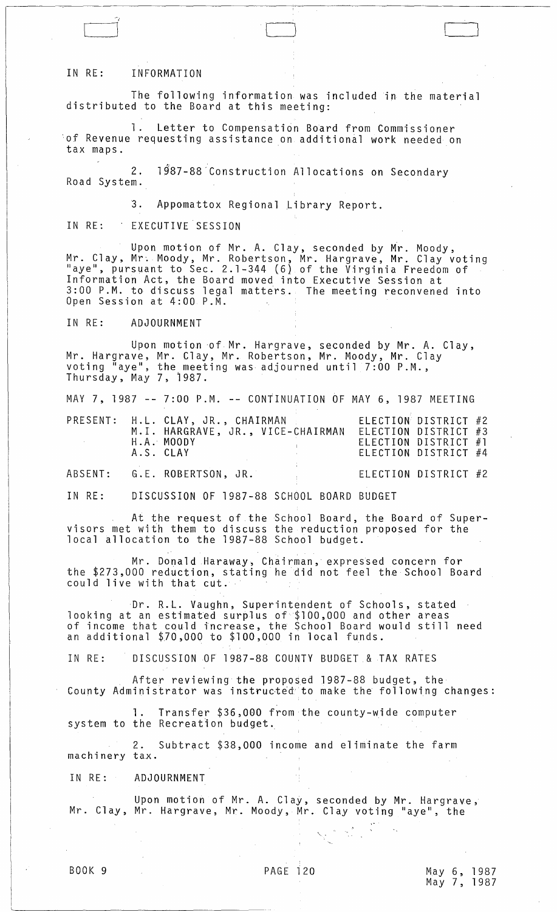IN RE: INFORMATION

The following information was included in the material distributed to the Board at this meeting:

1. Letter to Compensation Board from Commissioner of Revenue requesting assistance on additional work needed on tax maps.

2. 1987-88 Construction Allocations on Secondary Road System.

3. Appomattox Regional Library Report.

IN RE: EXECUTIVE SESSION

Upon motion of Mr. A. Clay, seconded by Mr. Moody, Mr. Clay, Mr. Moody, Mr. Robertson, Mr. Hargrave, Mr. Clay voting "aye", pursuant to Sec. 2.1-344 (6) of the Virginia Freedom of Information Act, the Board moved into Executive Session at 3:00 P.M. to discuss legal matters. The meeting reconvened into Open Session at 4:00 P.M.

IN RE: ADJOURNMENT

Upon motion of Mr. Hargrave, seconded by Mr. A. Clay, Mr. Hargrave, Mr. Clay, Mr. Robertson, Mr. Moody, Mr. Clay voting "aye", the meeting was adjourned until 7:00 P.M., Thursday, May 7, 1987.

MAY 7, 1987 -- 7:00 P.M. -- CONTINUATION OF MAY 6, 1987 MEETING

| | | |
|---|---|---|
| PRESENT: | H.L. CLAY, JR., CHAIRMAN | ELECTION DISTRICT #2 |
| | M.I. HARGRAVE, JR., VICE-CHAIRMAN | ELECTION DISTRICT #3 |
| | H.A. MOODY | ELECTION DISTRICT #1 |
| | A.S. CLAY | ELECTION DISTRICT #4 |
| ABSENT: | G.E. ROBERTSON, JR. | ELECTION DISTRICT #2 |

IN RE: DISCUSSION OF 1987-88 SCHOOL BOARD BUDGET

At the request of the School Board, the Board of Supervisors met with them to discuss the reduction proposed for the local allocation to the 1987-88 School budget.

Mr. Donald Haraway, Chairman, expressed concern for the $273,000 reduction, stating he did not feel the School Board could live with that cut.

Dr. R.L. Vaughn, Superintendent of Schools, stated looking at an estimated surplus of $100,000 and other areas of income that could increase, the School Board would still need an additional $70,000 to $100,000 in local funds.

IN RE: DISCUSSION OF 1987-88 COUNTY BUDGET & TAX RATES

After reviewing the proposed 1987-88 budget, the County Administrator was instructed to make the following changes:

1. Transfer $36,000 from the county-wide computer system to the Recreation budget.

2. Subtract $38,000 income and eliminate the farm machinery tax.

IN RE: ADJOURNMENT

Upon motion of Mr. A. Clay, seconded by Mr. Hargrave, Mr. Clay, Mr. Hargrave, Mr. Moody, Mr. Clay voting "aye", the

BOOK 9 PAGE 120 May 6, 1987 May 7, 1987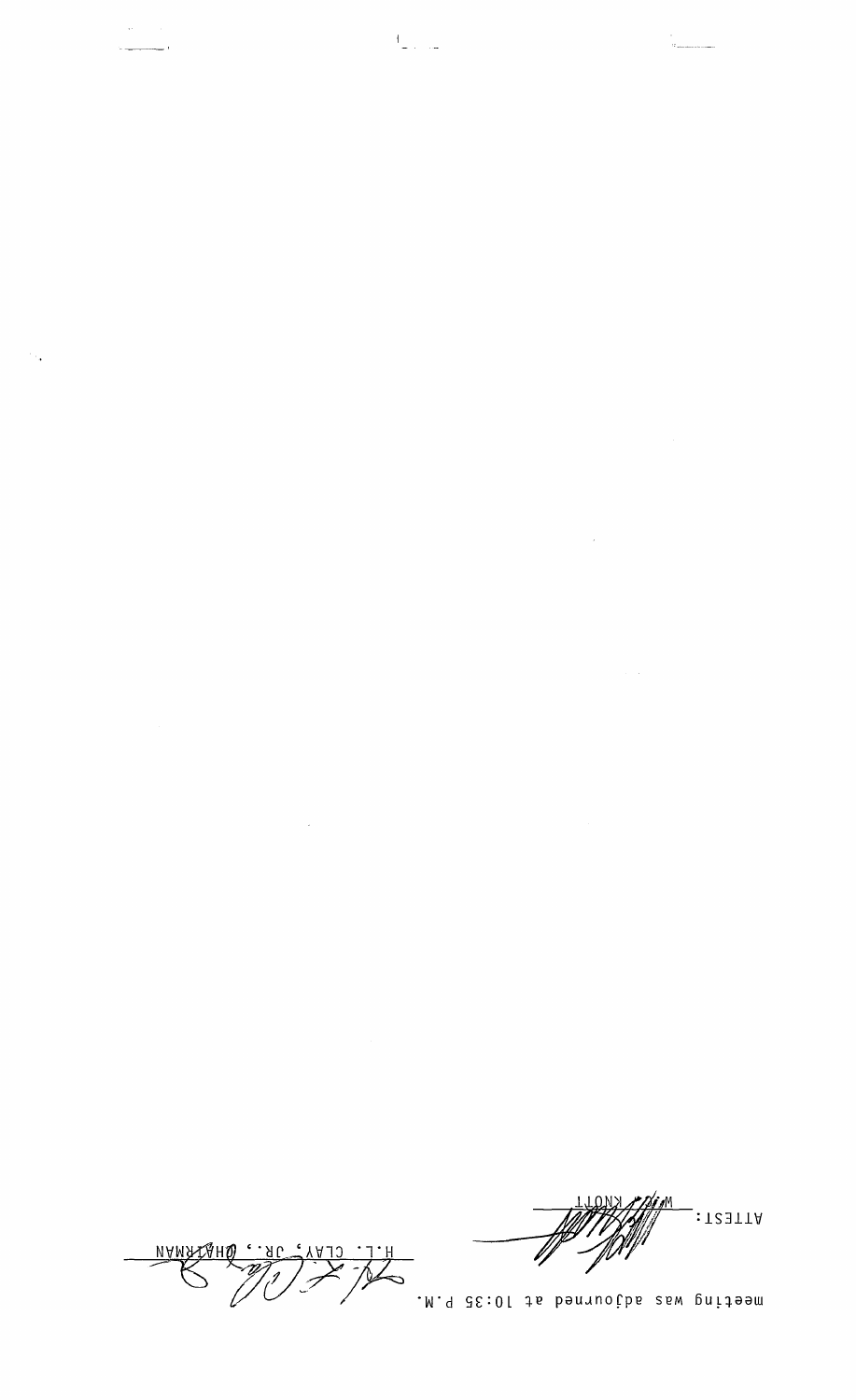meeting was adjourned at 10:35 P.M.

ATTEST:

W. J. KNOTT

H.L. CLAY, JR., CHAIRMAN